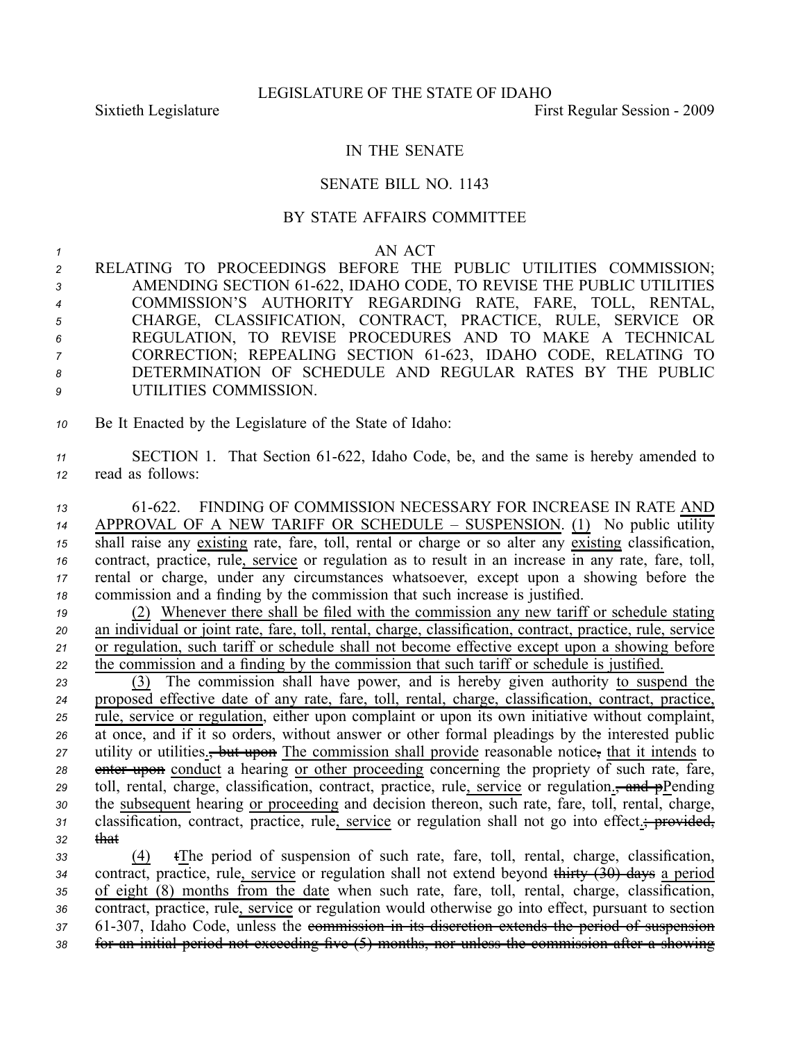LEGISLATURE OF THE STATE OF IDAHO

Sixtieth Legislature First Regular Session - 2009

IN THE SENATE

SENATE BILL NO. 1143

BY STATE AFFAIRS COMMITTEE

AN ACT

RELATING TO PROCEEDINGS BEFORE THE PUBLIC UTILITIES COMMISSION; AMENDING SECTION 61-622, IDAHO CODE, TO REVISE THE PUBLIC UTILITIES COMMISSION'S AUTHORITY REGARDING RATE, FARE, TOLL, RENTAL, CHARGE, CLASSIFICATION, CONTRACT, PRACTICE, RULE, SERVICE OR REGULATION, TO REVISE PROCEDURES AND TO MAKE A TECHNICAL CORRECTION; REPEALING SECTION 61-623, IDAHO CODE, RELATING TO DETERMINATION OF SCHEDULE AND REGULAR RATES BY THE PUBLIC UTILITIES COMMISSION.

Be It Enacted by the Legislature of the State of Idaho:

SECTION 1. That Section 61-622, Idaho Code, be, and the same is hereby amended to read as follows:

61-622. FINDING OF COMMISSION NECESSARY FOR INCREASE IN RATE AND APPROVAL OF A NEW TARIFF OR SCHEDULE – SUSPENSION. (1) No public utility shall raise any existing rate, fare, toll, rental or charge or so alter any existing classification, contract, practice, rule, service or regulation as to result in an increase in any rate, fare, toll, rental or charge, under any circumstances whatsoever, except upon a showing before the commission and a finding by the commission that such increase is justified.

(2) Whenever there shall be filed with the commission any new tariff or schedule stating an individual or joint rate, fare, toll, rental, charge, classification, contract, practice, rule, service or regulation, such tariff or schedule shall not become effective except upon a showing before the commission and a finding by the commission that such tariff or schedule is justified.

(3) The commission shall have power, and is hereby given authority to suspend the proposed effective date of any rate, fare, toll, rental, charge, classification, contract, practice, rule, service or regulation, either upon complaint or upon its own initiative without complaint, at once, and if it so orders, without answer or other formal pleadings by the interested public utility or utilities., but upon The commission shall provide reasonable notice, that it intends to enter upon conduct a hearing or other proceeding concerning the propriety of such rate, fare, toll, rental, charge, classification, contract, practice, rule, service or regulation., and pPending the subsequent hearing or proceeding and decision thereon, such rate, fare, toll, rental, charge, classification, contract, practice, rule, service or regulation shall not go into effect.; provided, that

(4) tThe period of suspension of such rate, fare, toll, rental, charge, classification, contract, practice, rule, service or regulation shall not extend beyond thirty (30) days a period of eight (8) months from the date when such rate, fare, toll, rental, charge, classification, contract, practice, rule, service or regulation would otherwise go into effect, pursuant to section 61-307, Idaho Code, unless the commission in its discretion extends the period of suspension for an initial period not exceeding five (5) months, nor unless the commission after a showing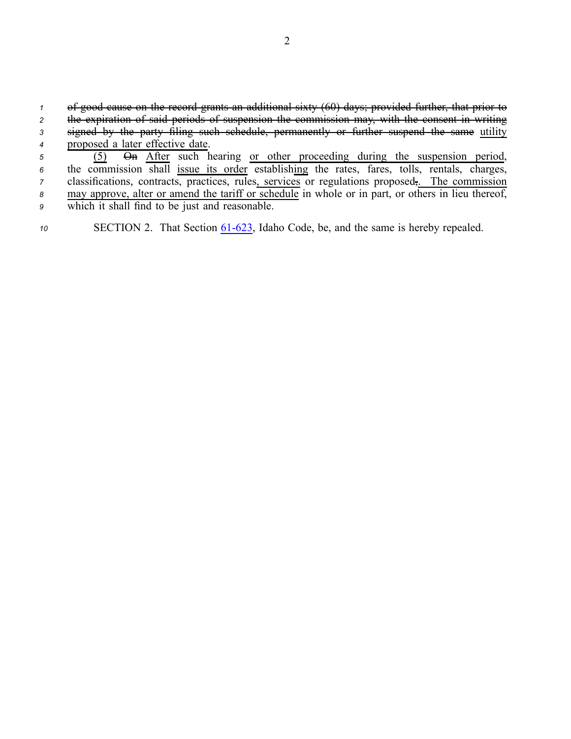~~of good cause on the record grants an additional sixty (60) days; provided further, that prior to the expiration of said periods of suspension the commission may, with the consent in writing signed by the party filing such schedule, permanently or further suspend the same~~ utility proposed a later effective date.

(5) ~~On~~ After such hearing or other proceeding during the suspension period, the commission shall issue its order establishing the rates, fares, tolls, rentals, charges, classifications, contracts, practices, rules, services or regulations proposed~~,~~. The commission may approve, alter or amend the tariff or schedule in whole or in part, or others in lieu thereof, which it shall find to be just and reasonable.

SECTION 2. That Section 61-623, Idaho Code, be, and the same is hereby repealed.